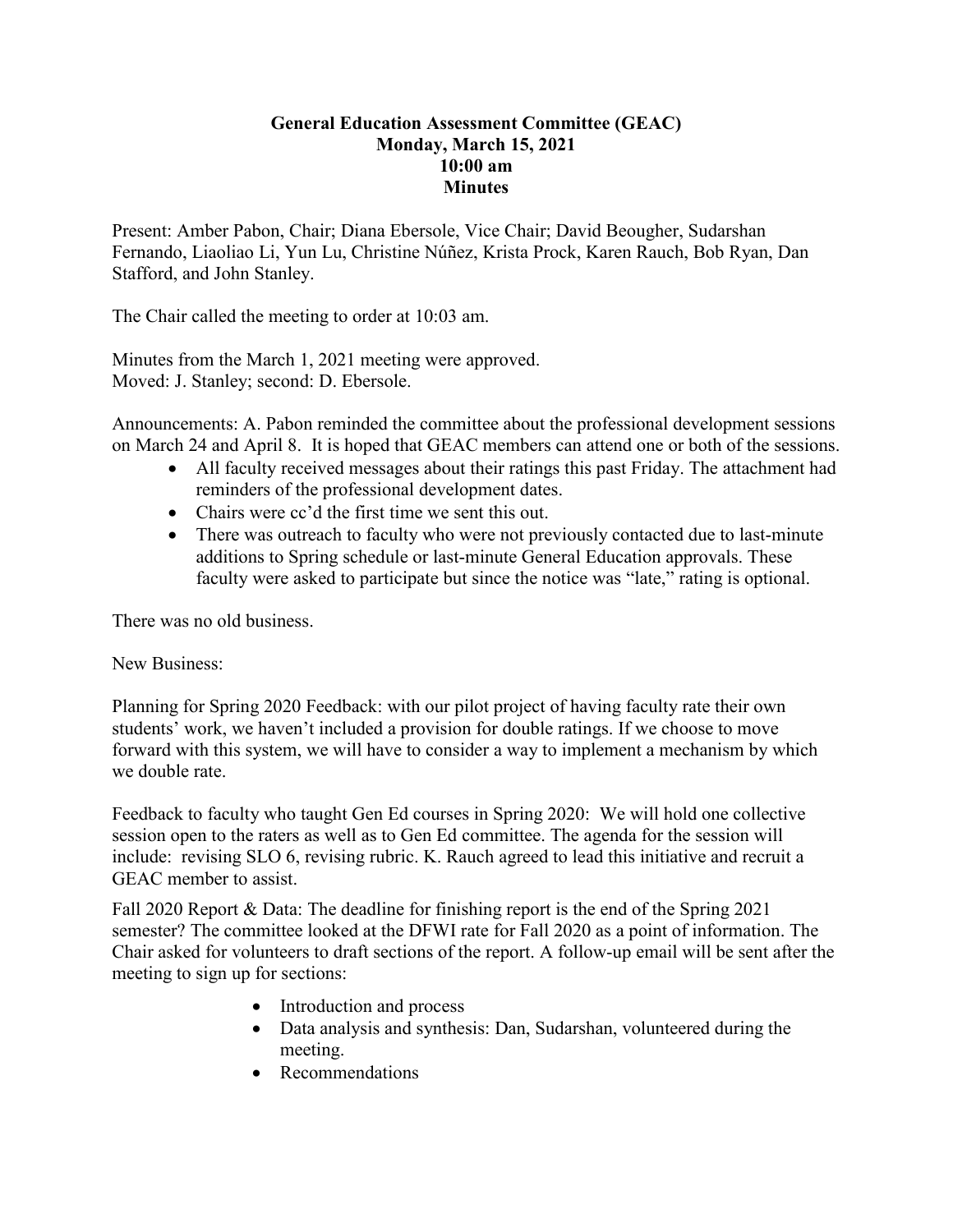**General Education Assessment Committee (GEAC)**
**Monday, March 15, 2021**
**10:00 am**
**Minutes**

Present: Amber Pabon, Chair; Diana Ebersole, Vice Chair; David Beougher, Sudarshan Fernando, Liaoliao Li, Yun Lu, Christine Núñez, Krista Prock, Karen Rauch, Bob Ryan, Dan Stafford, and John Stanley.

The Chair called the meeting to order at 10:03 am.

Minutes from the March 1, 2021 meeting were approved.
Moved: J. Stanley; second: D. Ebersole.

Announcements: A. Pabon reminded the committee about the professional development sessions on March 24 and April 8. It is hoped that GEAC members can attend one or both of the sessions.

- All faculty received messages about their ratings this past Friday. The attachment had reminders of the professional development dates.
- Chairs were cc'd the first time we sent this out.
- There was outreach to faculty who were not previously contacted due to last-minute additions to Spring schedule or last-minute General Education approvals. These faculty were asked to participate but since the notice was "late," rating is optional.

There was no old business.

New Business:

Planning for Spring 2020 Feedback: with our pilot project of having faculty rate their own students' work, we haven't included a provision for double ratings. If we choose to move forward with this system, we will have to consider a way to implement a mechanism by which we double rate.

Feedback to faculty who taught Gen Ed courses in Spring 2020: We will hold one collective session open to the raters as well as to Gen Ed committee. The agenda for the session will include: revising SLO 6, revising rubric. K. Rauch agreed to lead this initiative and recruit a GEAC member to assist.

Fall 2020 Report & Data: The deadline for finishing report is the end of the Spring 2021 semester? The committee looked at the DFWI rate for Fall 2020 as a point of information. The Chair asked for volunteers to draft sections of the report. A follow-up email will be sent after the meeting to sign up for sections:

- Introduction and process
- Data analysis and synthesis: Dan, Sudarshan, volunteered during the meeting.
- Recommendations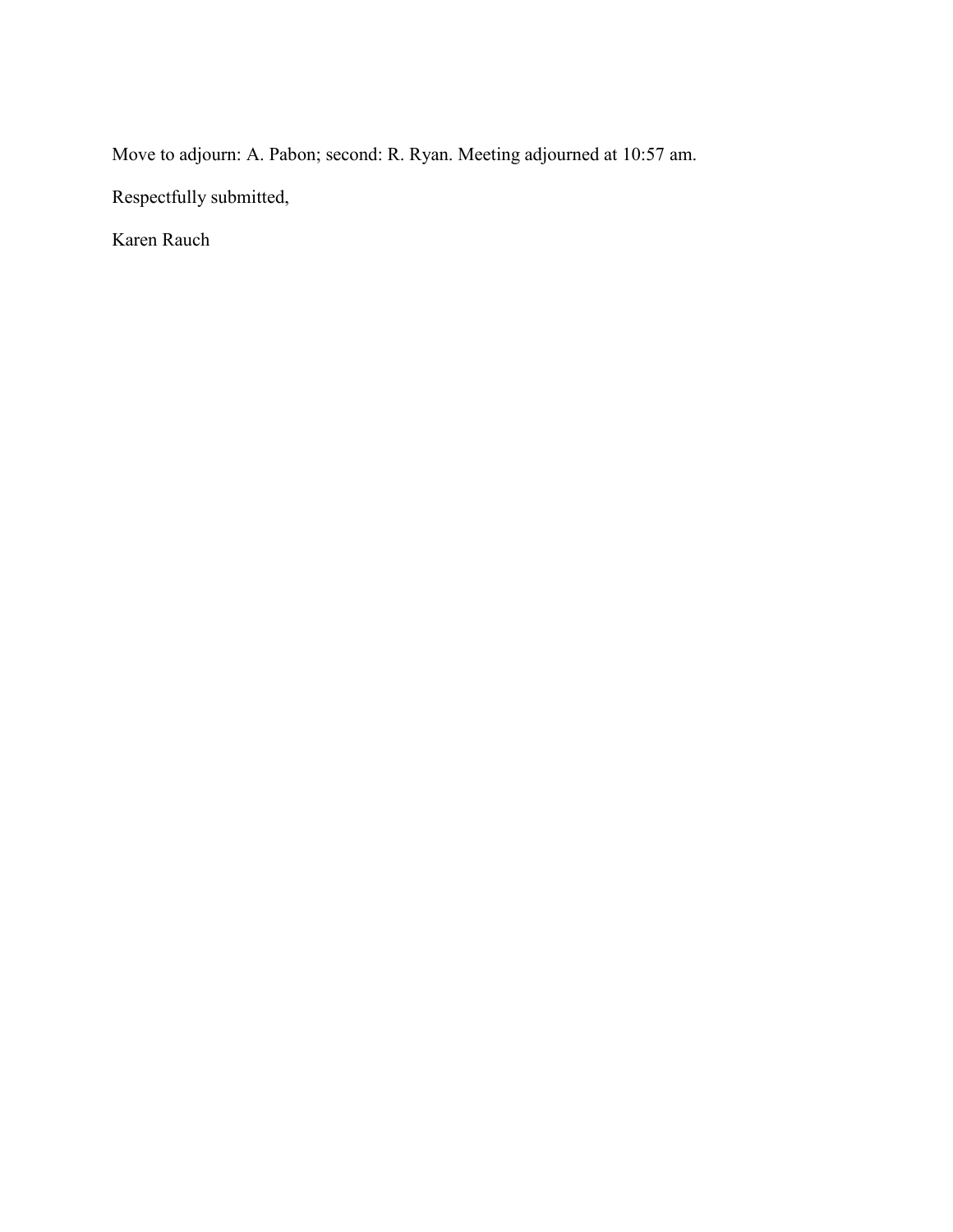Move to adjourn: A. Pabon; second: R. Ryan. Meeting adjourned at 10:57 am.

Respectfully submitted,

Karen Rauch